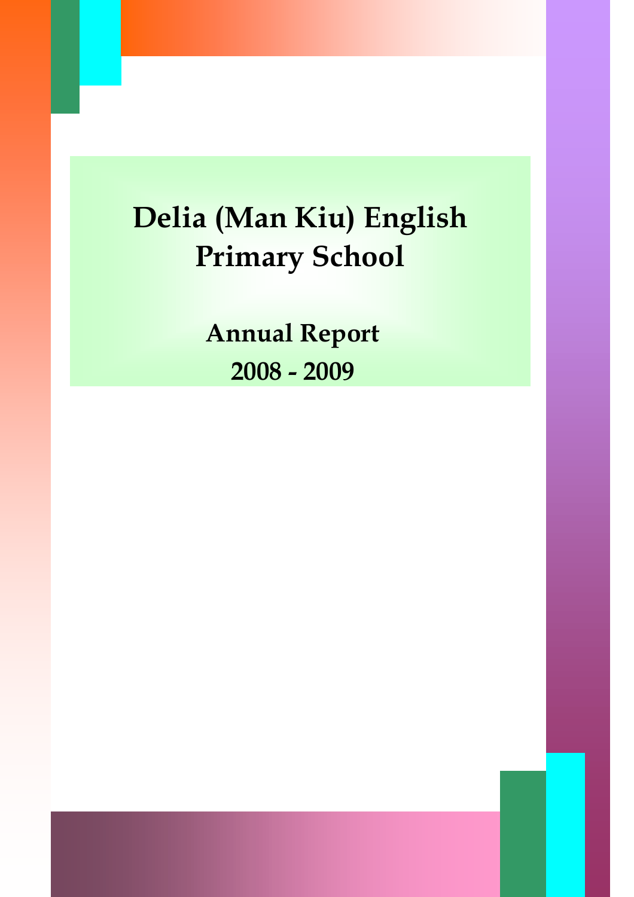# Delia (Man Kiu) English Primary School

## Annual Report

## 2008 - 2009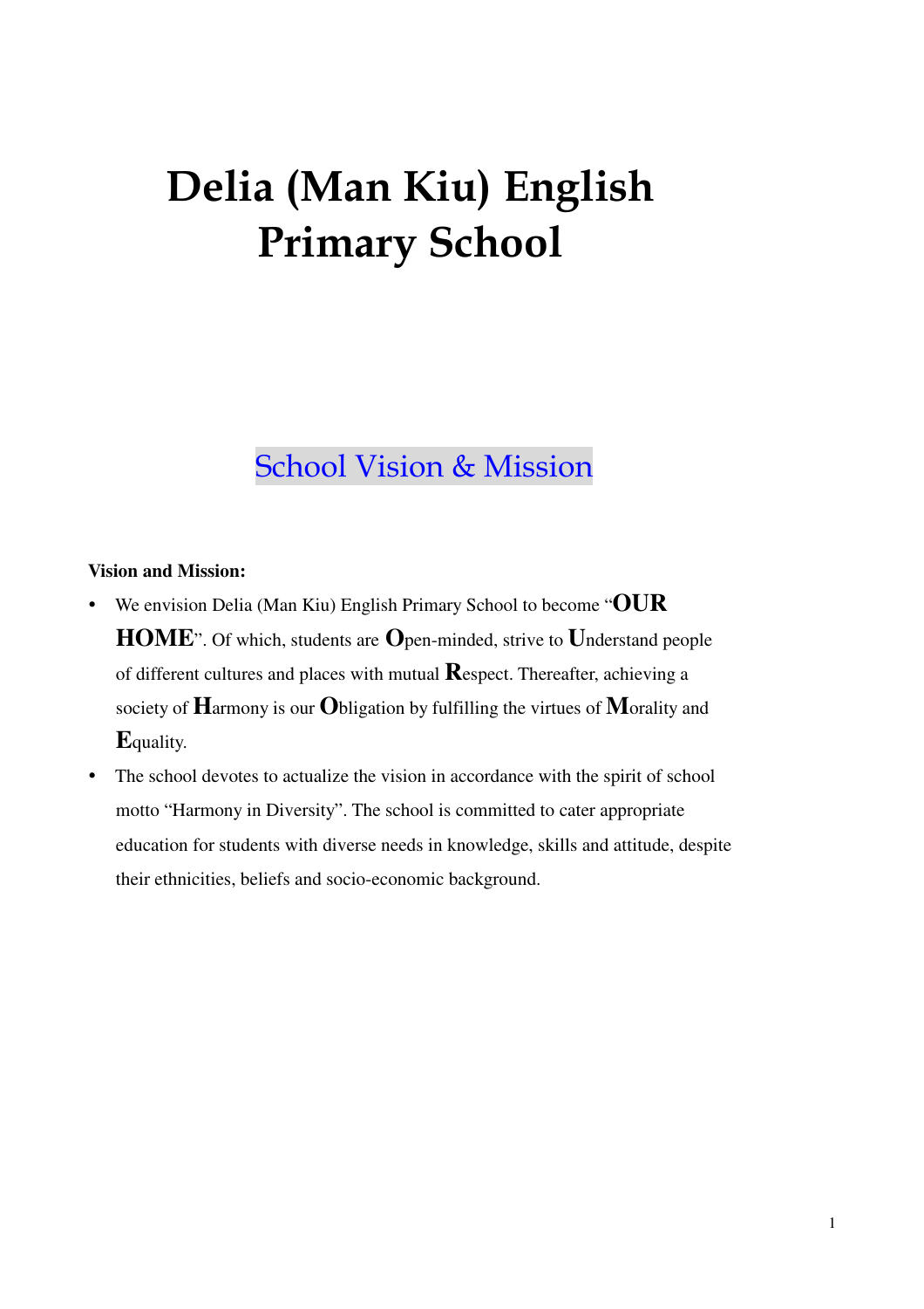# Delia (Man Kiu) English Primary School

## School Vision & Mission

**Vision and Mission:**

- We envision Delia (Man Kiu) English Primary School to become "**OUR HOME**". Of which, students are **O**pen-minded, strive to **U**nderstand people of different cultures and places with mutual **R**espect. Thereafter, achieving a society of **H**armony is our **O**bligation by fulfilling the virtues of **M**orality and **E**quality.
- The school devotes to actualize the vision in accordance with the spirit of school motto "Harmony in Diversity". The school is committed to cater appropriate education for students with diverse needs in knowledge, skills and attitude, despite their ethnicities, beliefs and socio-economic background.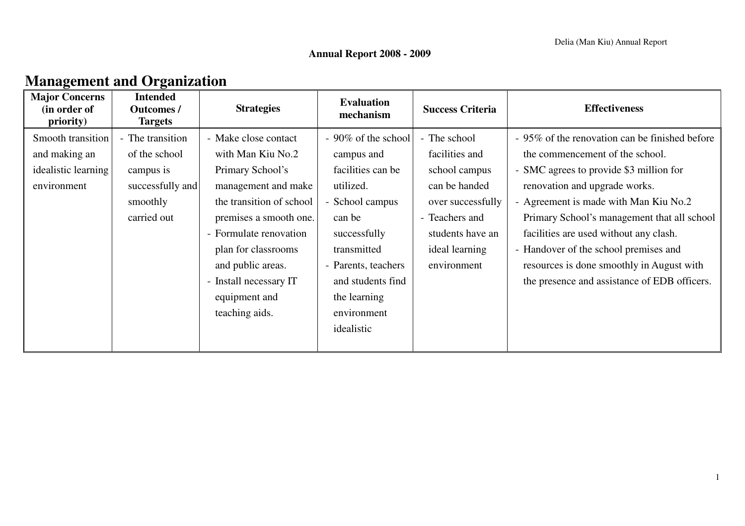**Annual Report 2008 - 2009**

# Management and Organization

| Major Concerns (in order of priority) | Intended Outcomes / Targets | Strategies | Evaluation mechanism | Success Criteria | Effectiveness |
|---|---|---|---|---|---|
| Smooth transition and making an idealistic learning environment | - The transition of the school campus is successfully and smoothly carried out | - Make close contact with Man Kiu No.2 Primary School's management and make the transition of school premises a smooth one.<br>- Formulate renovation plan for classrooms and public areas.<br>- Install necessary IT equipment and teaching aids. | - 90% of the school campus and facilities can be utilized.<br>- School campus can be successfully transmitted<br>- Parents, teachers and students find the learning environment idealistic | - The school facilities and school campus can be handed over successfully<br>- Teachers and students have an ideal learning environment | - 95% of the renovation can be finished before the commencement of the school.<br>- SMC agrees to provide $3 million for renovation and upgrade works.<br>- Agreement is made with Man Kiu No.2 Primary School's management that all school facilities are used without any clash.<br>- Handover of the school premises and resources is done smoothly in August with the presence and assistance of EDB officers. |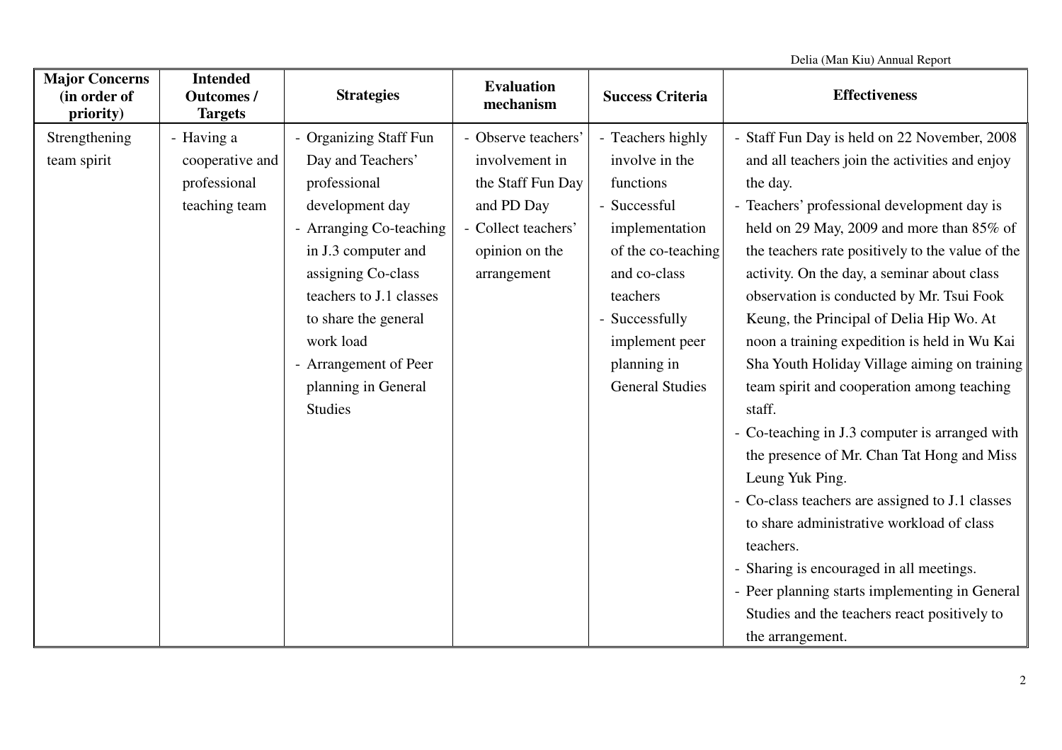| Major Concerns (in order of priority) | Intended Outcomes / Targets | Strategies | Evaluation mechanism | Success Criteria | Effectiveness |
|---|---|---|---|---|---|
| Strengthening team spirit | - Having a cooperative and professional teaching team | - Organizing Staff Fun Day and Teachers' professional development day<br>- Arranging Co-teaching in J.3 computer and assigning Co-class teachers to J.1 classes to share the general work load<br>- Arrangement of Peer planning in General Studies | - Observe teachers' involvement in the Staff Fun Day and PD Day<br>- Collect teachers' opinion on the arrangement | - Teachers highly involve in the functions<br>- Successful implementation of the co-teaching and co-class teachers<br>- Successfully implement peer planning in General Studies | - Staff Fun Day is held on 22 November, 2008 and all teachers join the activities and enjoy the day.<br>- Teachers' professional development day is held on 29 May, 2009 and more than 85% of the teachers rate positively to the value of the activity. On the day, a seminar about class observation is conducted by Mr. Tsui Fook Keung, the Principal of Delia Hip Wo. At noon a training expedition is held in Wu Kai Sha Youth Holiday Village aiming on training team spirit and cooperation among teaching staff.<br>- Co-teaching in J.3 computer is arranged with the presence of Mr. Chan Tat Hong and Miss Leung Yuk Ping.<br>- Co-class teachers are assigned to J.1 classes to share administrative workload of class teachers.<br>- Sharing is encouraged in all meetings.<br>- Peer planning starts implementing in General Studies and the teachers react positively to the arrangement. |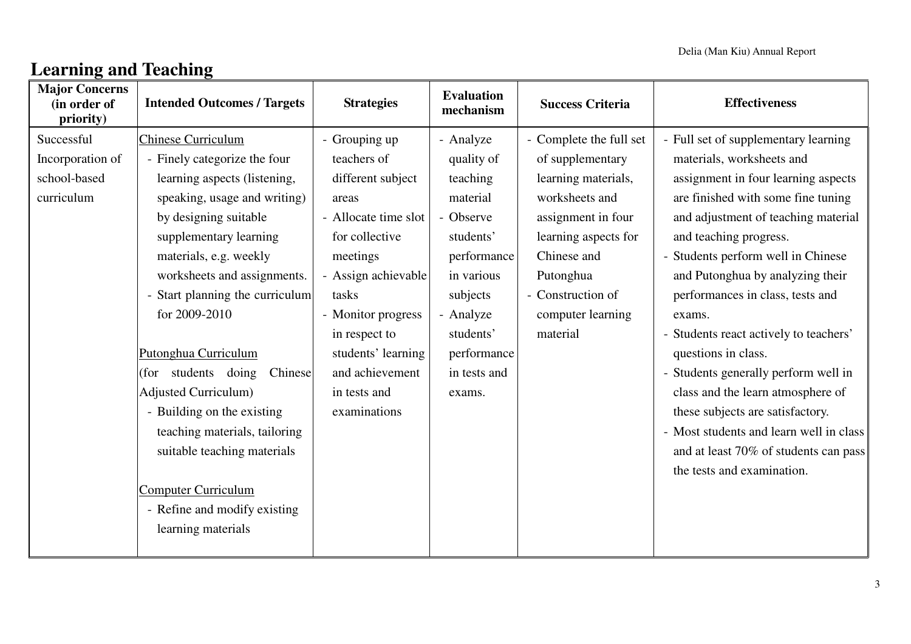## Learning and Teaching

| Major Concerns (in order of priority) | Intended Outcomes / Targets | Strategies | Evaluation mechanism | Success Criteria | Effectiveness |
|---|---|---|---|---|---|
| Successful Incorporation of school-based curriculum | Chinese Curriculum<br>- Finely categorize the four learning aspects (listening, speaking, usage and writing) by designing suitable supplementary learning materials, e.g. weekly worksheets and assignments.<br>- Start planning the curriculum for 2009-2010<br><br>Putonghua Curriculum<br>(for students doing Chinese Adjusted Curriculum)<br>- Building on the existing teaching materials, tailoring suitable teaching materials<br><br>Computer Curriculum<br>- Refine and modify existing learning materials | - Grouping up teachers of different subject areas<br>- Allocate time slot for collective meetings<br>- Assign achievable tasks<br>- Monitor progress in respect to students' learning and achievement in tests and examinations | - Analyze quality of teaching material<br>- Observe students' performance in various subjects<br>- Analyze students' performance in tests and exams. | - Complete the full set of supplementary learning materials, worksheets and assignment in four learning aspects for Chinese and Putonghua<br>- Construction of computer learning material | - Full set of supplementary learning materials, worksheets and assignment in four learning aspects are finished with some fine tuning and adjustment of teaching material and teaching progress.<br>- Students perform well in Chinese and Putonghua by analyzing their performances in class, tests and exams.<br>- Students react actively to teachers' questions in class.<br>- Students generally perform well in class and the learn atmosphere of these subjects are satisfactory.<br>- Most students and learn well in class and at least 70% of students can pass the tests and examination. |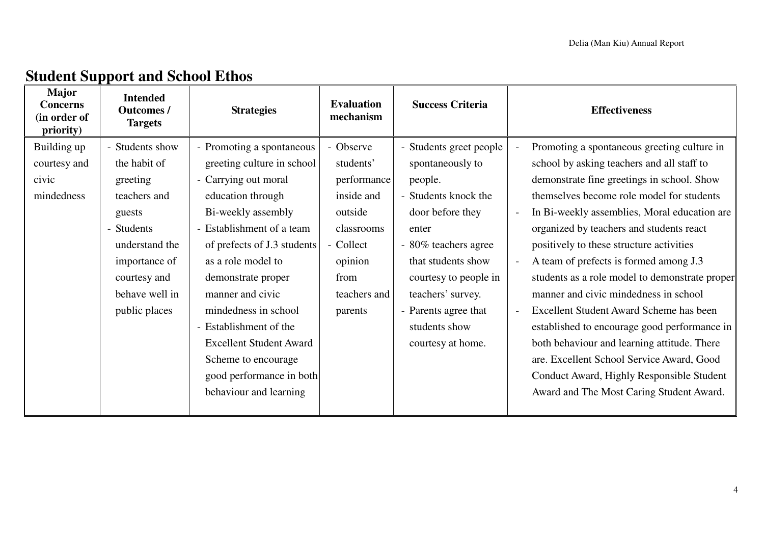## Student Support and School Ethos

| Major Concerns (in order of priority) | Intended Outcomes / Targets | Strategies | Evaluation mechanism | Success Criteria | Effectiveness |
|---|---|---|---|---|---|
| Building up courtesy and civic mindedness | - Students show the habit of greeting teachers and guests<br>- Students understand the importance of courtesy and behave well in public places | - Promoting a spontaneous greeting culture in school<br>- Carrying out moral education through Bi-weekly assembly<br>- Establishment of a team of prefects of J.3 students as a role model to demonstrate proper manner and civic mindedness in school<br>- Establishment of the Excellent Student Award Scheme to encourage good performance in both behaviour and learning | - Observe students' performance inside and outside classrooms<br>- Collect opinion from teachers and parents | - Students greet people spontaneously to people.<br>- Students knock the door before they enter<br>- 80% teachers agree that students show courtesy to people in teachers' survey.<br>- Parents agree that students show courtesy at home. | - Promoting a spontaneous greeting culture in school by asking teachers and all staff to demonstrate fine greetings in school. Show themselves become role model for students<br>- In Bi-weekly assemblies, Moral education are organized by teachers and students react positively to these structure activities<br>- A team of prefects is formed among J.3 students as a role model to demonstrate proper manner and civic mindedness in school<br>- Excellent Student Award Scheme has been established to encourage good performance in both behaviour and learning attitude. There are. Excellent School Service Award, Good Conduct Award, Highly Responsible Student Award and The Most Caring Student Award. |